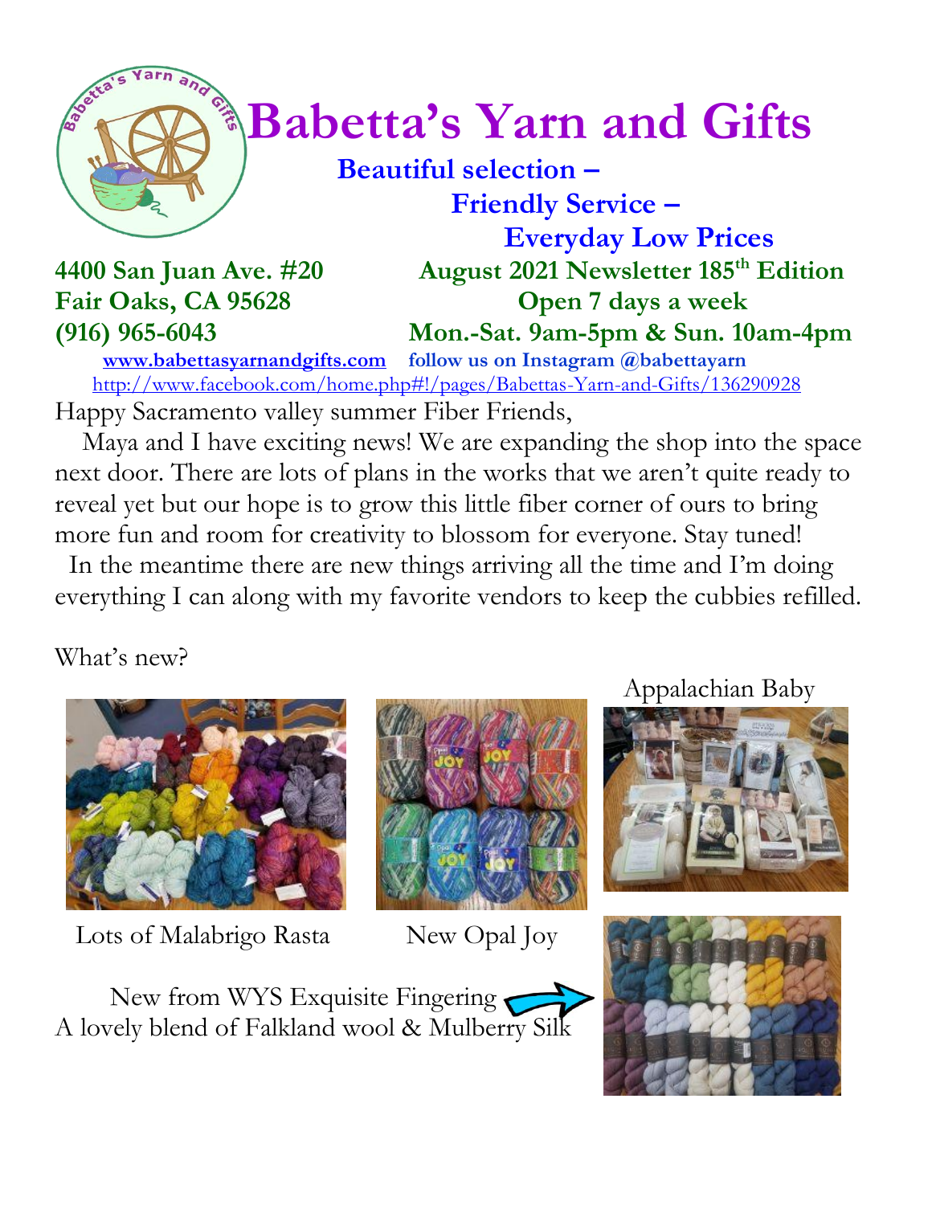# Babetta's Yarn and Gifts

**Beautiful selection – Friendly Service – Everyday Low Prices**

**4400 San Juan Ave. #20**
**Fair Oaks, CA 95628**
**(916) 965-6043**

**August 2021 Newsletter 185th Edition**
**Open 7 days a week**
**Mon.-Sat. 9am-5pm & Sun. 10am-4pm**

**www.babettasyarnandgifts.com** **follow us on Instagram @babettayarn**

http://www.facebook.com/home.php#!/pages/Babettas-Yarn-and-Gifts/136290928

Happy Sacramento valley summer Fiber Friends,

Maya and I have exciting news! We are expanding the shop into the space next door. There are lots of plans in the works that we aren't quite ready to reveal yet but our hope is to grow this little fiber corner of ours to bring more fun and room for creativity to blossom for everyone. Stay tuned!

In the meantime there are new things arriving all the time and I'm doing everything I can along with my favorite vendors to keep the cubbies refilled.

What's new?

Lots of Malabrigo Rasta

New Opal Joy

Appalachian Baby

New from WYS Exquisite Fingering
A lovely blend of Falkland wool & Mulberry Silk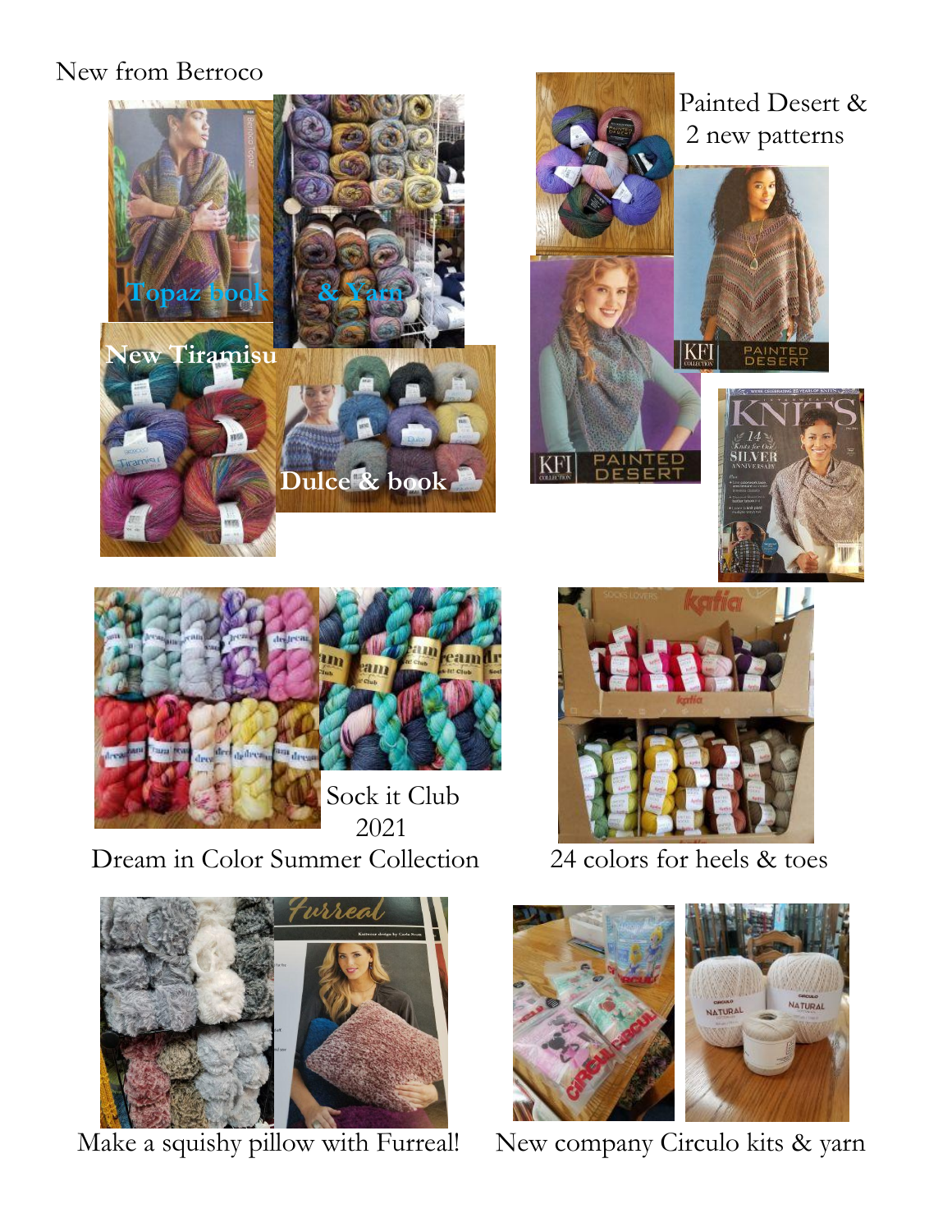New from Berroco

Topaz book & Yarn

New Tiramisu

Dulce & book

Painted Desert & 2 new patterns

Sock it Club 2021

Dream in Color Summer Collection

24 colors for heels & toes

Make a squishy pillow with Furreal!

New company Circulo kits & yarn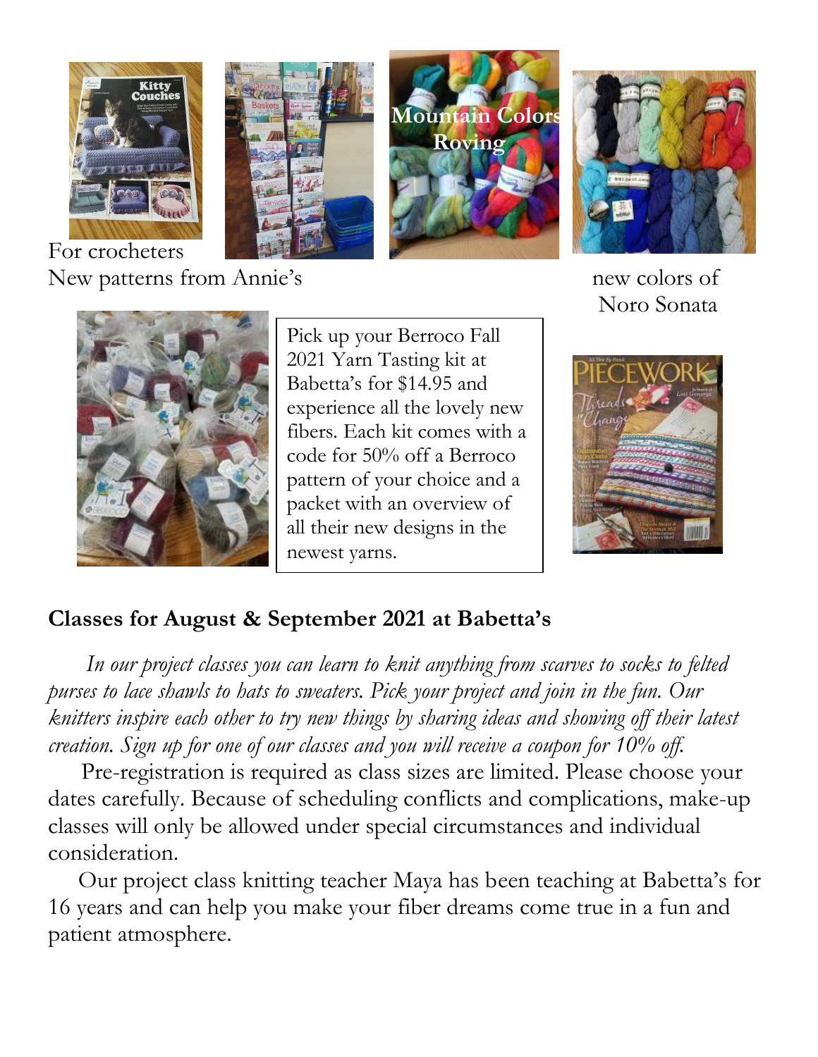For crocheters
New patterns from Annie's

Mountain Colors Roving

new colors of Noro Sonata

Pick up your Berroco Fall 2021 Yarn Tasting kit at Babetta's for $14.95 and experience all the lovely new fibers. Each kit comes with a code for 50% off a Berroco pattern of your choice and a packet with an overview of all their new designs in the newest yarns.

## Classes for August & September 2021 at Babetta's

*In our project classes you can learn to knit anything from scarves to socks to felted purses to lace shawls to hats to sweaters. Pick your project and join in the fun. Our knitters inspire each other to try new things by sharing ideas and showing off their latest creation. Sign up for one of our classes and you will receive a coupon for 10% off.*

Pre-registration is required as class sizes are limited. Please choose your dates carefully. Because of scheduling conflicts and complications, make-up classes will only be allowed under special circumstances and individual consideration.

Our project class knitting teacher Maya has been teaching at Babetta's for 16 years and can help you make your fiber dreams come true in a fun and patient atmosphere.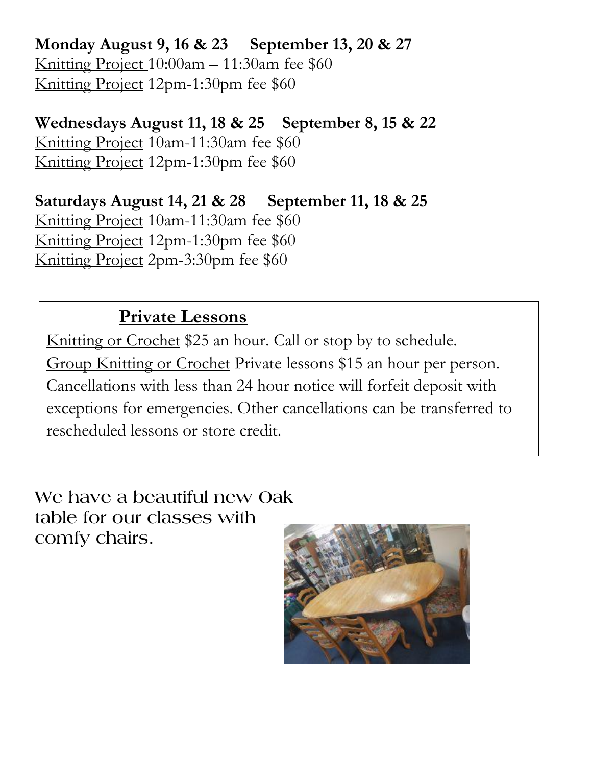**Monday August 9, 16 & 23 September 13, 20 & 27**

Knitting Project 10:00am – 11:30am fee $60

Knitting Project 12pm-1:30pm fee $60

**Wednesdays August 11, 18 & 25 September 8, 15 & 22**

Knitting Project 10am-11:30am fee $60

Knitting Project 12pm-1:30pm fee $60

**Saturdays August 14, 21 & 28 September 11, 18 & 25**

Knitting Project 10am-11:30am fee $60

Knitting Project 12pm-1:30pm fee $60

Knitting Project 2pm-3:30pm fee $60

## Private Lessons

Knitting or Crochet $25 an hour. Call or stop by to schedule.

Group Knitting or Crochet Private lessons $15 an hour per person.

Cancellations with less than 24 hour notice will forfeit deposit with exceptions for emergencies. Other cancellations can be transferred to rescheduled lessons or store credit.

We have a beautiful new Oak table for our classes with comfy chairs.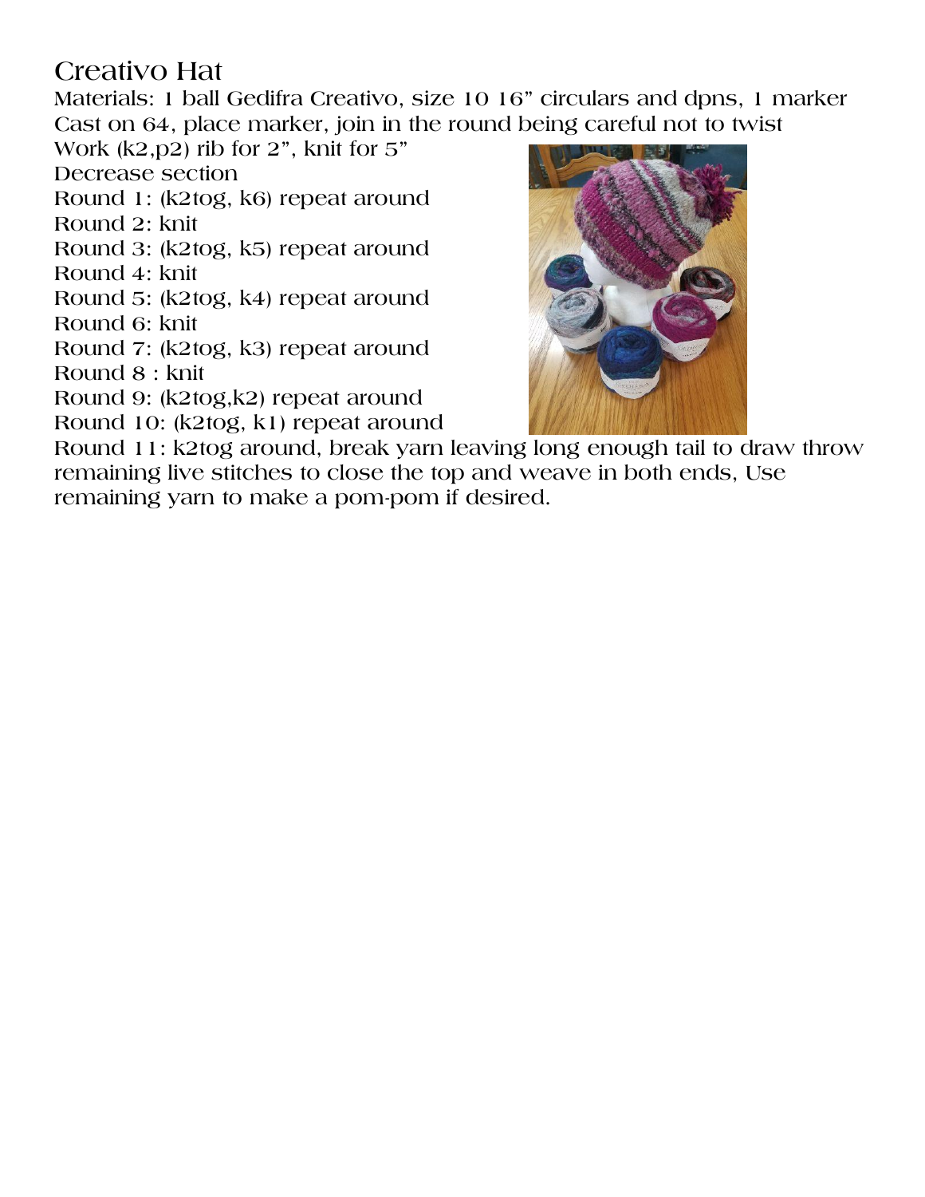# Creativo Hat

Materials: 1 ball Gedifra Creativo, size 10 16" circulars and dpns, 1 marker

Cast on 64, place marker, join in the round being careful not to twist

Work (k2,p2) rib for 2", knit for 5"

Decrease section

Round 1: (k2tog, k6) repeat around

Round 2: knit

Round 3: (k2tog, k5) repeat around

Round 4: knit

Round 5: (k2tog, k4) repeat around

Round 6: knit

Round 7: (k2tog, k3) repeat around

Round 8 : knit

Round 9: (k2tog,k2) repeat around

Round 10: (k2tog, k1) repeat around

Round 11: k2tog around, break yarn leaving long enough tail to draw throw remaining live stitches to close the top and weave in both ends, Use remaining yarn to make a pom-pom if desired.